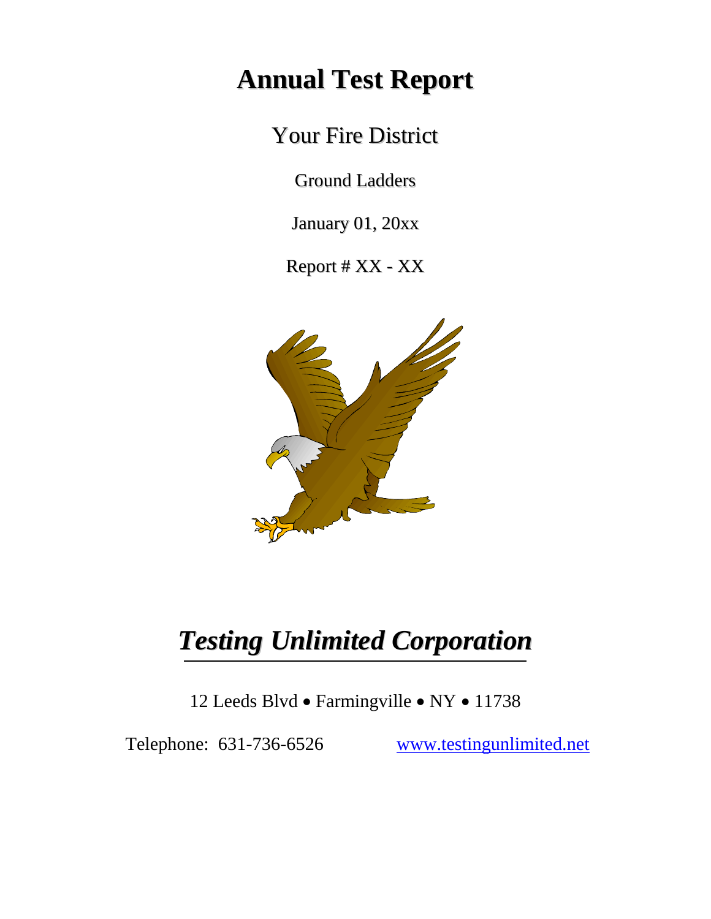# Annual Test Report

Your Fire District

Ground Ladders

January 01, 20xx

Report # XX - XX

## *Testing Unlimited Corporation*

12 Leeds Blvd • Farmingville • NY • 11738

Telephone: 631-736-6526 www.testingunlimited.net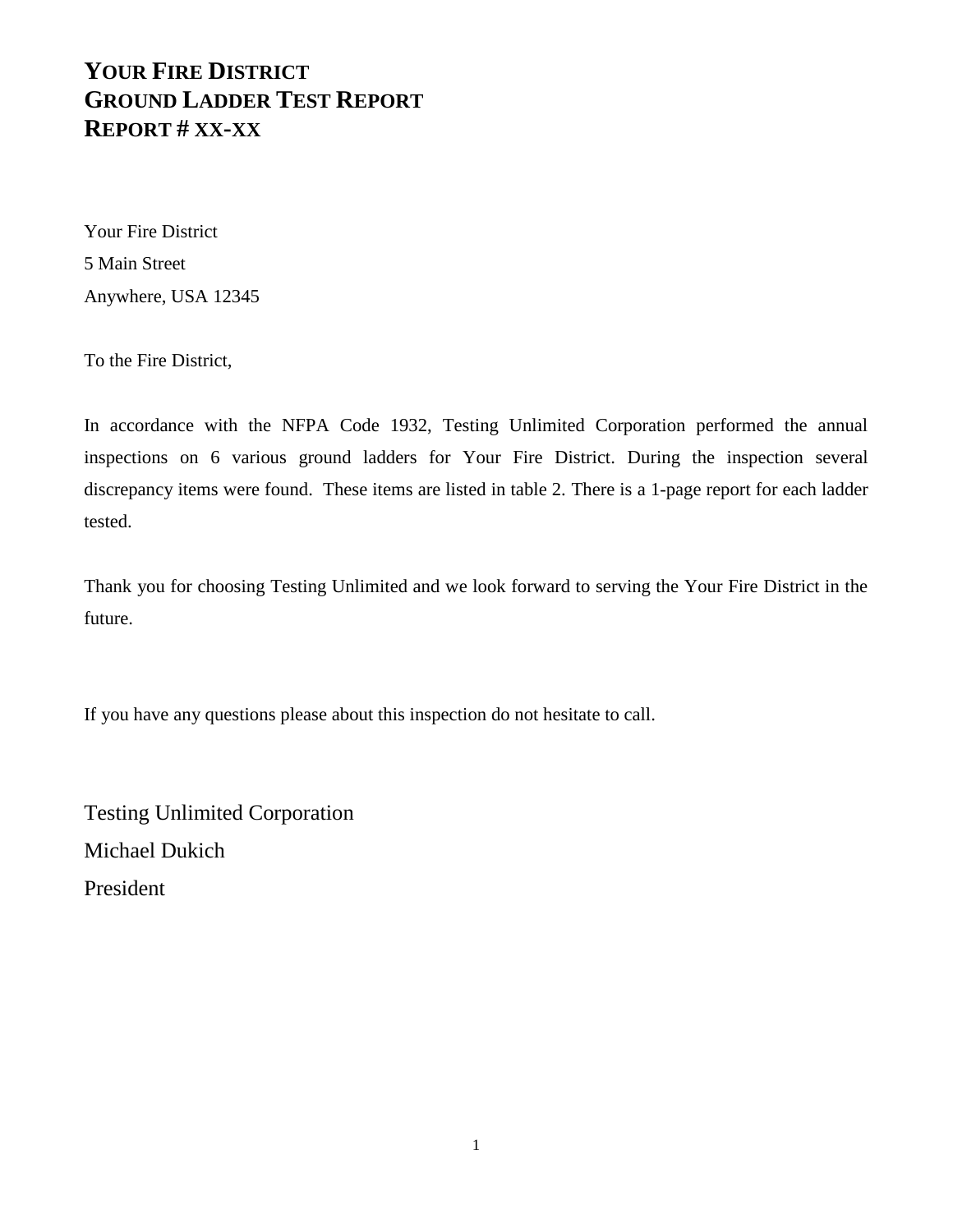# YOUR FIRE DISTRICT
# GROUND LADDER TEST REPORT
# REPORT # XX-XX

Your Fire District
5 Main Street
Anywhere, USA 12345

To the Fire District,

In accordance with the NFPA Code 1932, Testing Unlimited Corporation performed the annual inspections on 6 various ground ladders for Your Fire District. During the inspection several discrepancy items were found. These items are listed in table 2. There is a 1-page report for each ladder tested.

Thank you for choosing Testing Unlimited and we look forward to serving the Your Fire District in the future.

If you have any questions please about this inspection do not hesitate to call.

Testing Unlimited Corporation
Michael Dukich
President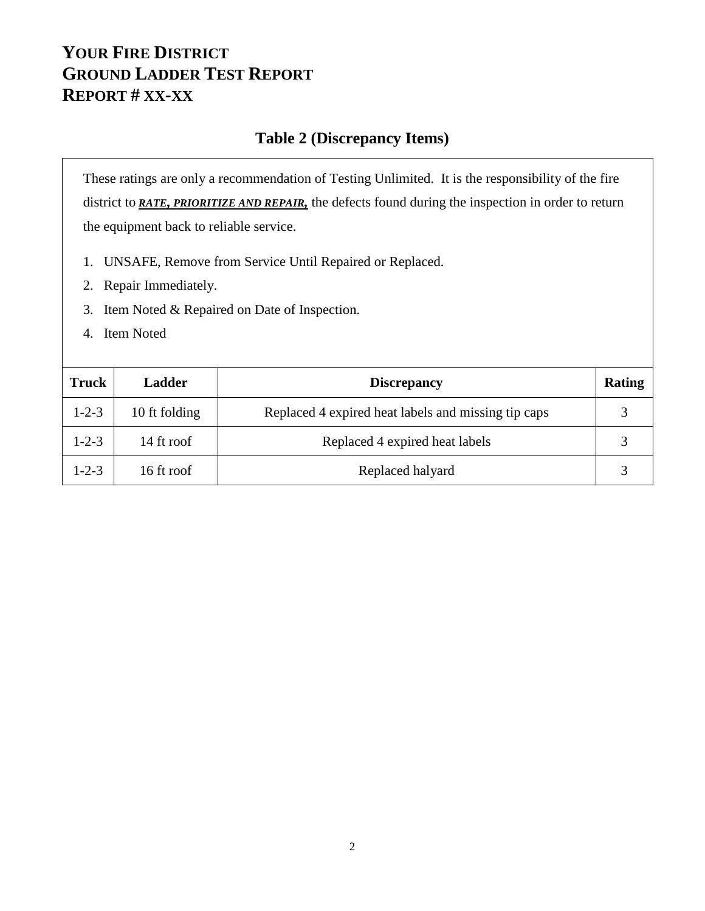# YOUR FIRE DISTRICT
# GROUND LADDER TEST REPORT
# REPORT # XX-XX

## Table 2 (Discrepancy Items)

These ratings are only a recommendation of Testing Unlimited. It is the responsibility of the fire district to ***RATE, PRIORITIZE AND REPAIR,*** the defects found during the inspection in order to return the equipment back to reliable service.

1. UNSAFE, Remove from Service Until Repaired or Replaced.
2. Repair Immediately.
3. Item Noted & Repaired on Date of Inspection.
4. Item Noted

| Truck | Ladder | Discrepancy | Rating |
|---|---|---|---|
| 1-2-3 | 10 ft folding | Replaced 4 expired heat labels and missing tip caps | 3 |
| 1-2-3 | 14 ft roof | Replaced 4 expired heat labels | 3 |
| 1-2-3 | 16 ft roof | Replaced halyard | 3 |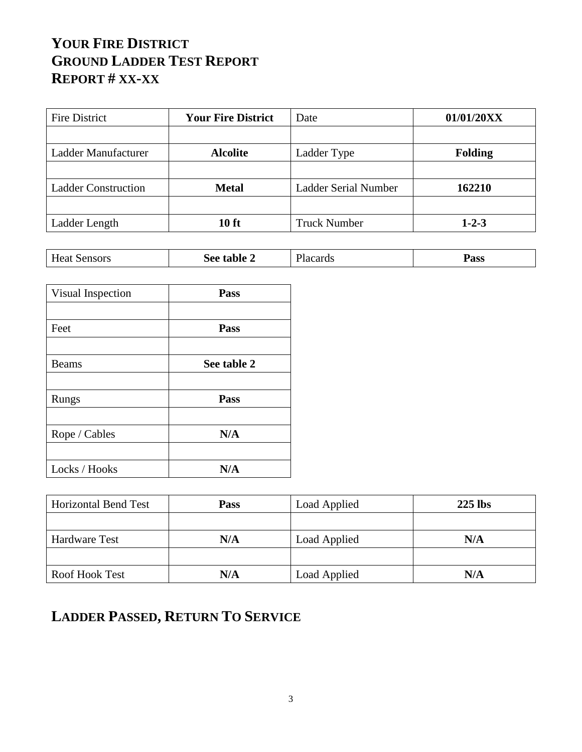# YOUR FIRE DISTRICT
# GROUND LADDER TEST REPORT
# REPORT # XX-XX

| Fire District | **Your Fire District** | Date | **01/01/20XX** |
|---|---|---|---|
| | | | |
| Ladder Manufacturer | **Alcolite** | Ladder Type | **Folding** |
| | | | |
| Ladder Construction | **Metal** | Ladder Serial Number | **162210** |
| | | | |
| Ladder Length | **10 ft** | Truck Number | **1-2-3** |

| Heat Sensors | **See table 2** | Placards | **Pass** |
|---|---|---|---|

| Visual Inspection | **Pass** |
|---|---|
| | |
| Feet | **Pass** |
| | |
| Beams | **See table 2** |
| | |
| Rungs | **Pass** |
| | |
| Rope / Cables | **N/A** |
| | |
| Locks / Hooks | **N/A** |

| Horizontal Bend Test | **Pass** | Load Applied | **225 lbs** |
|---|---|---|---|
| | | | |
| Hardware Test | **N/A** | Load Applied | **N/A** |
| | | | |
| Roof Hook Test | **N/A** | Load Applied | **N/A** |

## LADDER PASSED, RETURN TO SERVICE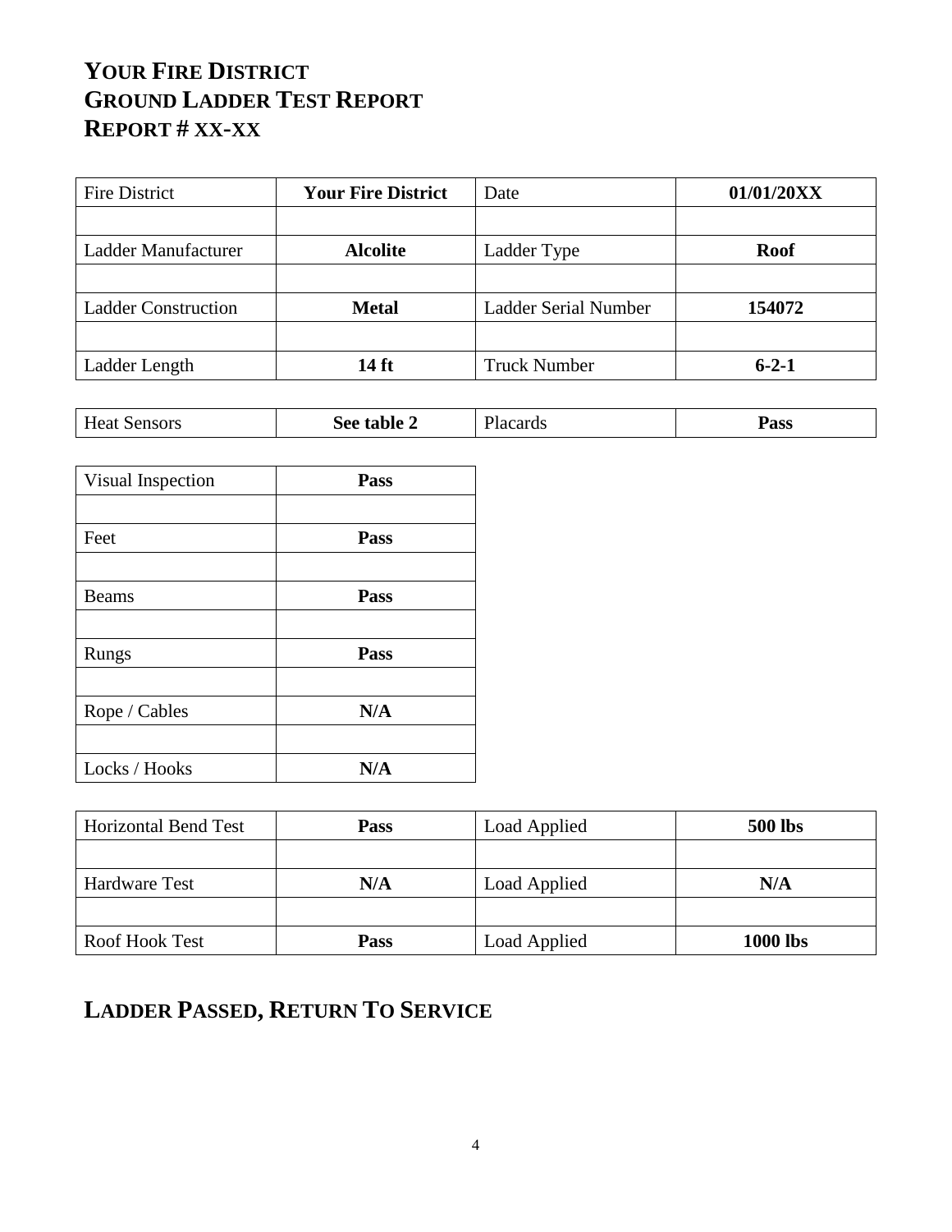# YOUR FIRE DISTRICT
# GROUND LADDER TEST REPORT
# REPORT # XX-XX

| Fire District | **Your Fire District** | Date | **01/01/20XX** |
|---|---|---|---|
| | | | |
| Ladder Manufacturer | **Alcolite** | Ladder Type | **Roof** |
| | | | |
| Ladder Construction | **Metal** | Ladder Serial Number | **154072** |
| | | | |
| Ladder Length | **14 ft** | Truck Number | **6-2-1** |

| Heat Sensors | **See table 2** | Placards | **Pass** |
|---|---|---|---|

| Visual Inspection | **Pass** |
|---|---|
| | |
| Feet | **Pass** |
| | |
| Beams | **Pass** |
| | |
| Rungs | **Pass** |
| | |
| Rope / Cables | **N/A** |
| | |
| Locks / Hooks | **N/A** |

| Horizontal Bend Test | **Pass** | Load Applied | **500 lbs** |
|---|---|---|---|
| | | | |
| Hardware Test | **N/A** | Load Applied | **N/A** |
| | | | |
| Roof Hook Test | **Pass** | Load Applied | **1000 lbs** |

## LADDER PASSED, RETURN TO SERVICE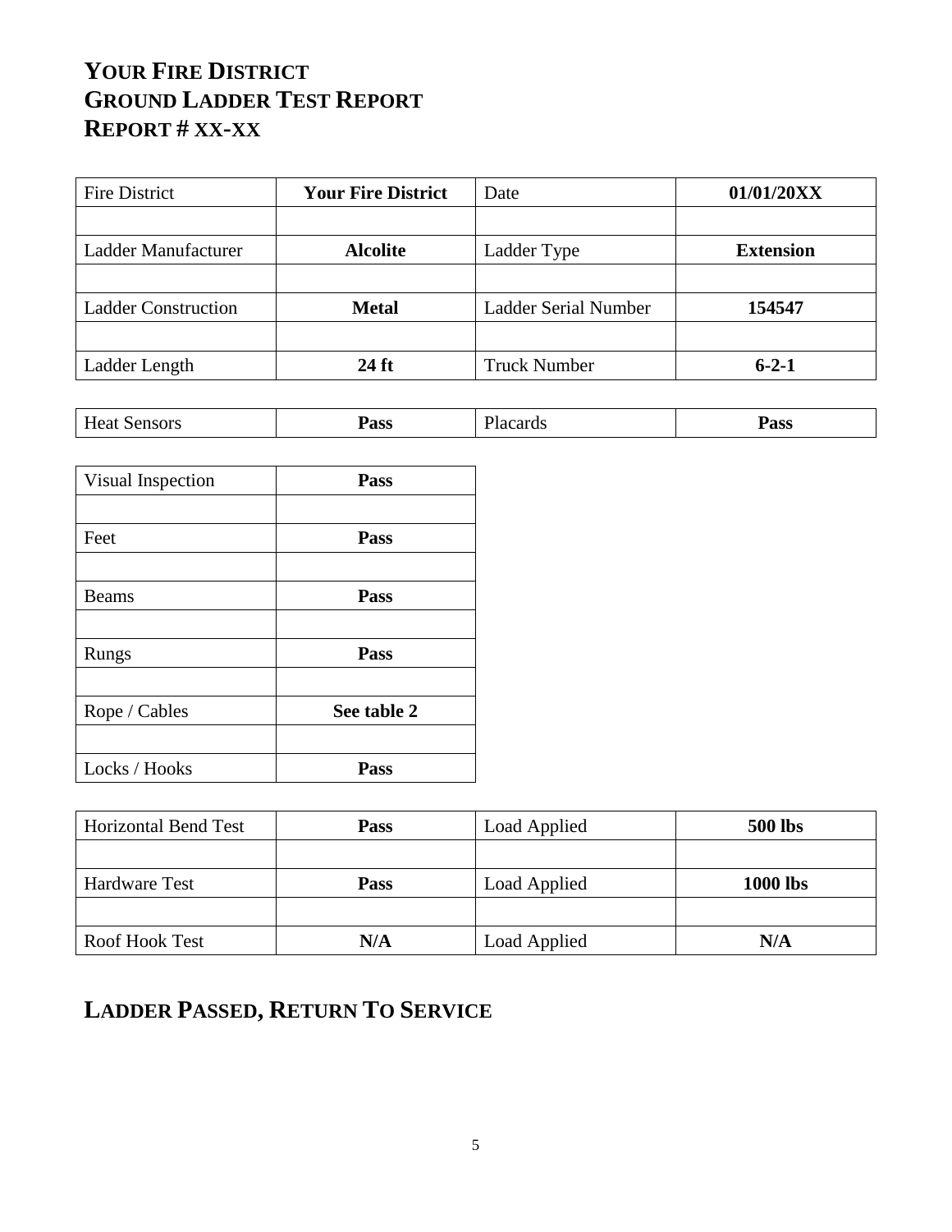# YOUR FIRE DISTRICT
# GROUND LADDER TEST REPORT
# REPORT # XX-XX

| Fire District | **Your Fire District** | Date | **01/01/20XX** |
|---|---|---|---|
| | | | |
| Ladder Manufacturer | **Alcolite** | Ladder Type | **Extension** |
| | | | |
| Ladder Construction | **Metal** | Ladder Serial Number | **154547** |
| | | | |
| Ladder Length | **24 ft** | Truck Number | **6-2-1** |

| Heat Sensors | **Pass** | Placards | **Pass** |
|---|---|---|---|

| Visual Inspection | **Pass** |
|---|---|
| | |
| Feet | **Pass** |
| | |
| Beams | **Pass** |
| | |
| Rungs | **Pass** |
| | |
| Rope / Cables | **See table 2** |
| | |
| Locks / Hooks | **Pass** |

| Horizontal Bend Test | **Pass** | Load Applied | **500 lbs** |
|---|---|---|---|
| | | | |
| Hardware Test | **Pass** | Load Applied | **1000 lbs** |
| | | | |
| Roof Hook Test | **N/A** | Load Applied | **N/A** |

## LADDER PASSED, RETURN TO SERVICE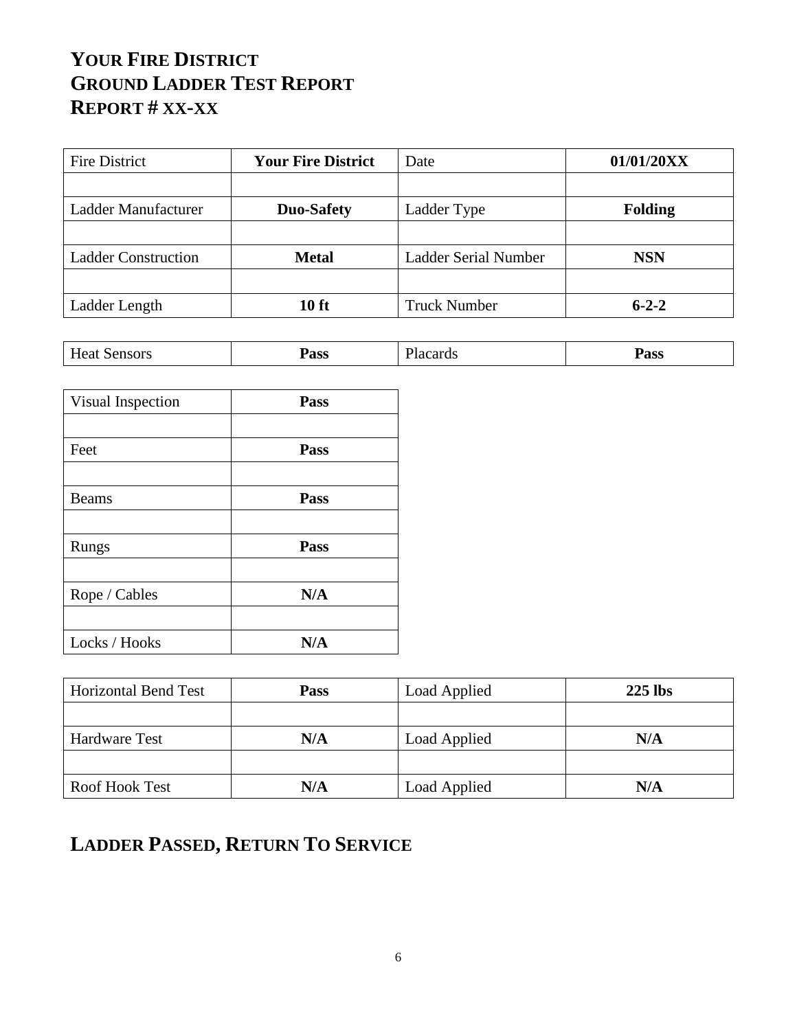# YOUR FIRE DISTRICT
# GROUND LADDER TEST REPORT
# REPORT # XX-XX

| Fire District | **Your Fire District** | Date | **01/01/20XX** |
|---|---|---|---|
| | | | |
| Ladder Manufacturer | **Duo-Safety** | Ladder Type | **Folding** |
| | | | |
| Ladder Construction | **Metal** | Ladder Serial Number | **NSN** |
| | | | |
| Ladder Length | **10 ft** | Truck Number | **6-2-2** |

| Heat Sensors | **Pass** | Placards | **Pass** |
|---|---|---|---|

| Visual Inspection | **Pass** |
|---|---|
| | |
| Feet | **Pass** |
| | |
| Beams | **Pass** |
| | |
| Rungs | **Pass** |
| | |
| Rope / Cables | **N/A** |
| | |
| Locks / Hooks | **N/A** |

| Horizontal Bend Test | **Pass** | Load Applied | **225 lbs** |
|---|---|---|---|
| | | | |
| Hardware Test | **N/A** | Load Applied | **N/A** |
| | | | |
| Roof Hook Test | **N/A** | Load Applied | **N/A** |

## LADDER PASSED, RETURN TO SERVICE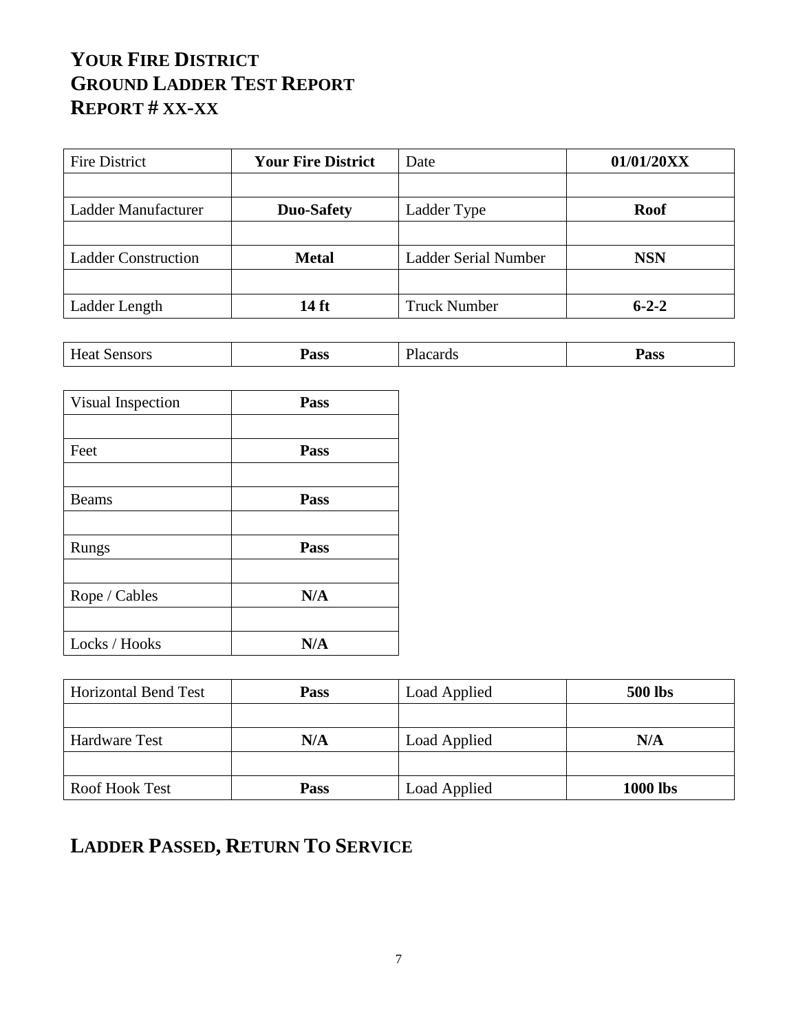# YOUR FIRE DISTRICT
# GROUND LADDER TEST REPORT
# REPORT # XX-XX

| Fire District | **Your Fire District** | Date | **01/01/20XX** |
|---|---|---|---|
| | | | |
| Ladder Manufacturer | **Duo-Safety** | Ladder Type | **Roof** |
| | | | |
| Ladder Construction | **Metal** | Ladder Serial Number | **NSN** |
| | | | |
| Ladder Length | **14 ft** | Truck Number | **6-2-2** |

| Heat Sensors | **Pass** | Placards | **Pass** |
|---|---|---|---|

| Visual Inspection | **Pass** |
|---|---|
| | |
| Feet | **Pass** |
| | |
| Beams | **Pass** |
| | |
| Rungs | **Pass** |
| | |
| Rope / Cables | **N/A** |
| | |
| Locks / Hooks | **N/A** |

| Horizontal Bend Test | **Pass** | Load Applied | **500 lbs** |
|---|---|---|---|
| | | | |
| Hardware Test | **N/A** | Load Applied | **N/A** |
| | | | |
| Roof Hook Test | **Pass** | Load Applied | **1000 lbs** |

## LADDER PASSED, RETURN TO SERVICE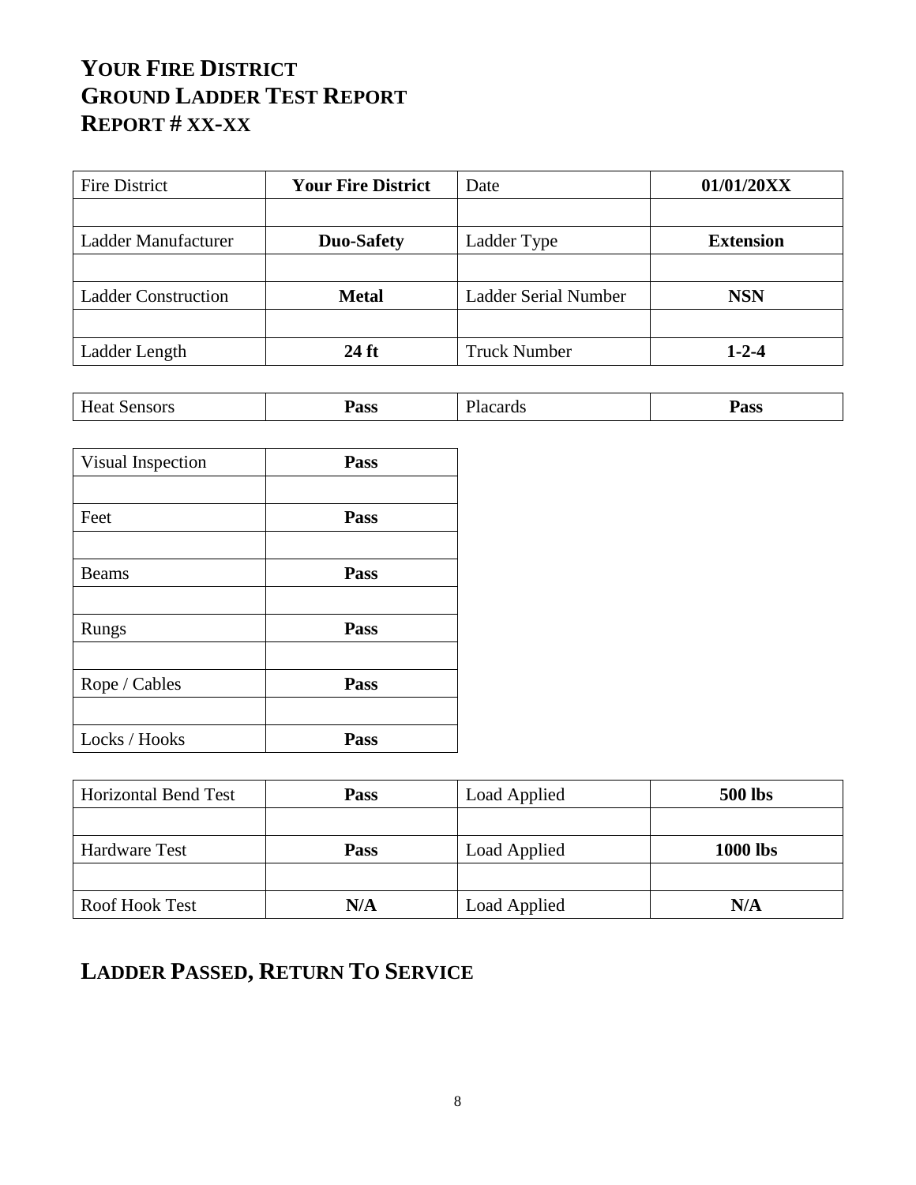# YOUR FIRE DISTRICT
# GROUND LADDER TEST REPORT
# REPORT # XX-XX

| | | | |
|---|---|---|---|
| Fire District | **Your Fire District** | Date | **01/01/20XX** |
| | | | |
| Ladder Manufacturer | **Duo-Safety** | Ladder Type | **Extension** |
| | | | |
| Ladder Construction | **Metal** | Ladder Serial Number | **NSN** |
| | | | |
| Ladder Length | **24 ft** | Truck Number | **1-2-4** |

| | | | |
|---|---|---|---|
| Heat Sensors | **Pass** | Placards | **Pass** |

| | |
|---|---|
| Visual Inspection | **Pass** |
| | |
| Feet | **Pass** |
| | |
| Beams | **Pass** |
| | |
| Rungs | **Pass** |
| | |
| Rope / Cables | **Pass** |
| | |
| Locks / Hooks | **Pass** |

| | | | |
|---|---|---|---|
| Horizontal Bend Test | **Pass** | Load Applied | **500 lbs** |
| | | | |
| Hardware Test | **Pass** | Load Applied | **1000 lbs** |
| | | | |
| Roof Hook Test | **N/A** | Load Applied | **N/A** |

## LADDER PASSED, RETURN TO SERVICE